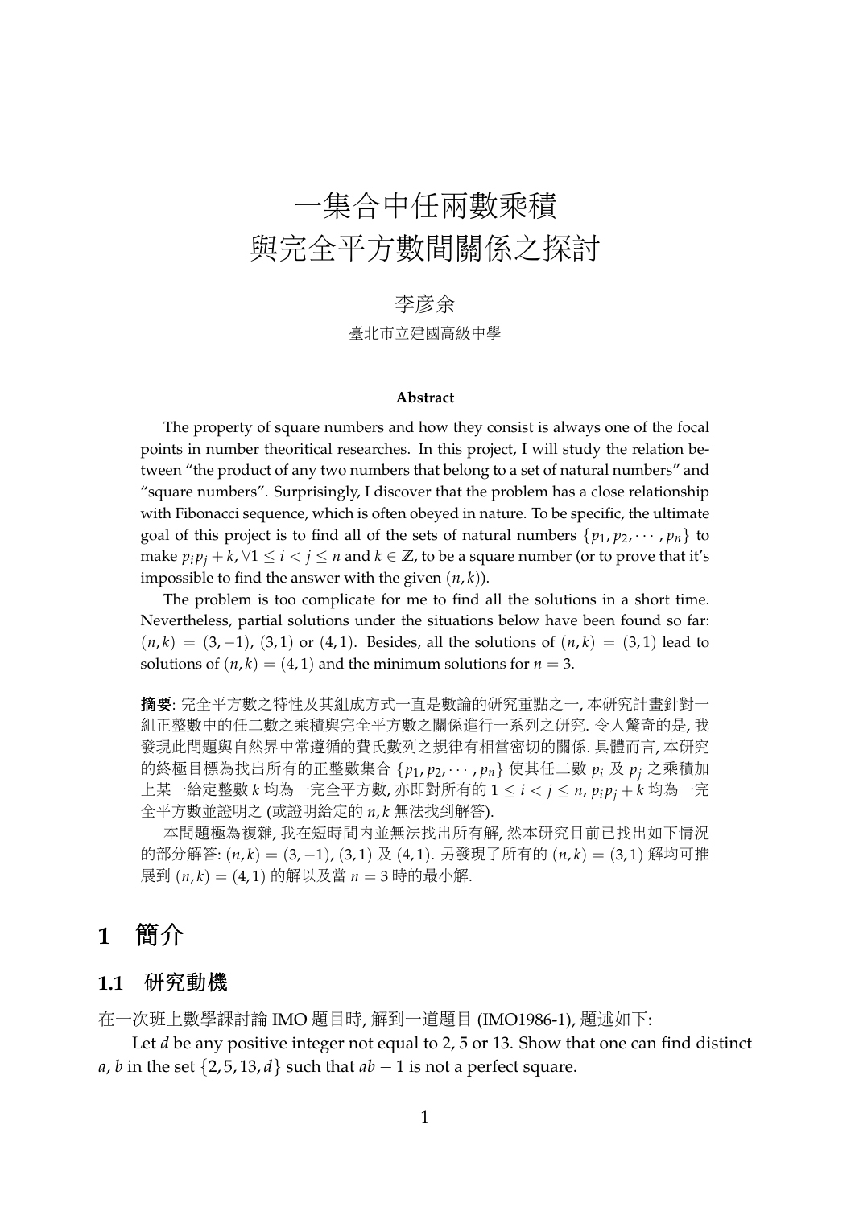# 一集合中任兩數乘積
# 與完全平方數間關係之探討

李彥余

臺北市立建國高級中學

**Abstract**

The property of square numbers and how they consist is always one of the focal points in number theoritical researches. In this project, I will study the relation between "the product of any two numbers that belong to a set of natural numbers" and "square numbers". Surprisingly, I discover that the problem has a close relationship with Fibonacci sequence, which is often obeyed in nature. To be specific, the ultimate goal of this project is to find all of the sets of natural numbers $\{p_1, p_2, \cdots, p_n\}$ to make $p_i p_j + k, \forall 1 \leq i < j \leq n$ and $k \in \mathbb{Z}$, to be a square number (or to prove that it's impossible to find the answer with the given $(n, k)$).

The problem is too complicate for me to find all the solutions in a short time. Nevertheless, partial solutions under the situations below have been found so far: $(n, k) = (3, -1)$, $(3, 1)$ or $(4, 1)$. Besides, all the solutions of $(n, k) = (3, 1)$ lead to solutions of $(n, k) = (4, 1)$ and the minimum solutions for $n = 3$.

**摘要**: 完全平方數之特性及其組成方式一直是數論的研究重點之一, 本研究計畫針對一組正整數中的任二數之乘積與完全平方數之關係進行一系列之研究. 令人驚奇的是, 我發現此問題與自然界中常遵循的費氏數列之規律有相當密切的關係. 具體而言, 本研究的終極目標為找出所有的正整數集合 $\{p_1, p_2, \cdots, p_n\}$ 使其任二數 $p_i$ 及 $p_j$ 之乘積加上某一給定整數 $k$ 均為一完全平方數, 亦即對所有的 $1 \leq i < j \leq n$, $p_i p_j + k$ 均為一完全平方數並證明之 (或證明給定的 $n, k$ 無法找到解答).

本問題極為複雜, 我在短時間內並無法找出所有解, 然本研究目前已找出如下情況的部分解答: $(n, k) = (3, -1)$, $(3, 1)$ 及 $(4, 1)$. 另發現了所有的 $(n, k) = (3, 1)$ 解均可推展到 $(n, k) = (4, 1)$ 的解以及當 $n = 3$ 時的最小解.

## 1 簡介

### 1.1 研究動機

在一次班上數學課討論 IMO 題目時, 解到一道題目 (IMO1986-1), 題述如下:

Let $d$ be any positive integer not equal to 2, 5 or 13. Show that one can find distinct $a, b$ in the set $\{2, 5, 13, d\}$ such that $ab - 1$ is not a perfect square.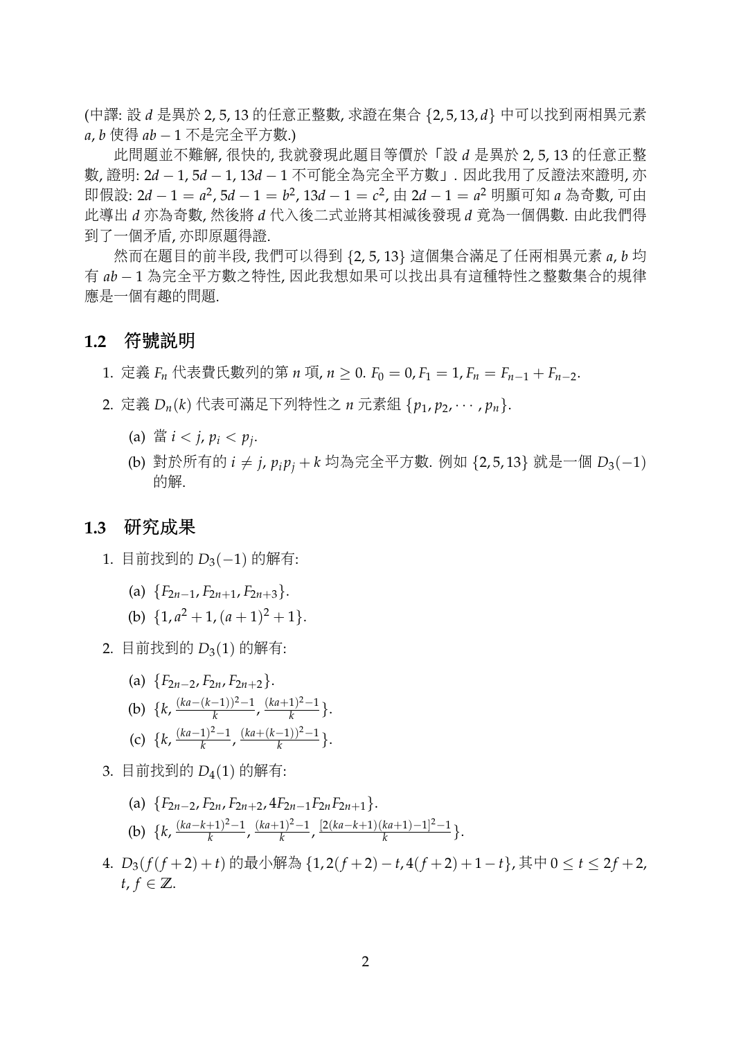(中譯: 設 $d$ 是異於 2, 5, 13 的任意正整數, 求證在集合 $\{2, 5, 13, d\}$ 中可以找到兩相異元素 $a, b$ 使得 $ab - 1$ 不是完全平方數.)

此問題並不難解, 很快的, 我就發現此題目等價於「設 $d$ 是異於 2, 5, 13 的任意正整數, 證明: $2d - 1$, $5d - 1$, $13d - 1$ 不可能全為完全平方數」. 因此我用了反證法來證明, 亦即假設: $2d - 1 = a^2$, $5d - 1 = b^2$, $13d - 1 = c^2$, 由 $2d - 1 = a^2$ 明顯可知 $a$ 為奇數, 可由此導出 $d$ 亦為奇數, 然後將 $d$ 代入後二式並將其相減後發現 $d$ 竟為一個偶數. 由此我們得到了一個矛盾, 亦即原題得證.

然而在題目的前半段, 我們可以得到 $\{2, 5, 13\}$ 這個集合滿足了任兩相異元素 $a, b$ 均有 $ab - 1$ 為完全平方數之特性, 因此我想如果可以找出具有這種特性之整數集合的規律應是一個有趣的問題.

## 1.2 符號說明

1. 定義 $F_n$ 代表費氏數列的第 $n$ 項, $n \geq 0$. $F_0 = 0, F_1 = 1, F_n = F_{n-1} + F_{n-2}$.
2. 定義 $D_n(k)$ 代表可滿足下列特性之 $n$ 元素組 $\{p_1, p_2, \cdots, p_n\}$.
   (a) 當 $i < j$, $p_i < p_j$.
   (b) 對於所有的 $i \neq j$, $p_i p_j + k$ 均為完全平方數. 例如 $\{2, 5, 13\}$ 就是一個 $D_3(-1)$ 的解.

## 1.3 研究成果

1. 目前找到的 $D_3(-1)$ 的解有:
   (a) $\{F_{2n-1}, F_{2n+1}, F_{2n+3}\}$.
   (b) $\{1, a^2 + 1, (a+1)^2 + 1\}$.
2. 目前找到的 $D_3(1)$ 的解有:
   (a) $\{F_{2n-2}, F_{2n}, F_{2n+2}\}$.
   (b) $\{k, \frac{(ka-(k-1))^2-1}{k}, \frac{(ka+1)^2-1}{k}\}$.
   (c) $\{k, \frac{(ka-1)^2-1}{k}, \frac{(ka+(k-1))^2-1}{k}\}$.
3. 目前找到的 $D_4(1)$ 的解有:
   (a) $\{F_{2n-2}, F_{2n}, F_{2n+2}, 4F_{2n-1}F_{2n}F_{2n+1}\}$.
   (b) $\{k, \frac{(ka-k+1)^2-1}{k}, \frac{(ka+1)^2-1}{k}, \frac{[2(ka-k+1)(ka+1)-1]^2-1}{k}\}$.
4. $D_3(f(f+2)+t)$ 的最小解為 $\{1, 2(f+2) - t, 4(f+2) + 1 - t\}$, 其中 $0 \leq t \leq 2f + 2$, $t, f \in \mathbb{Z}$.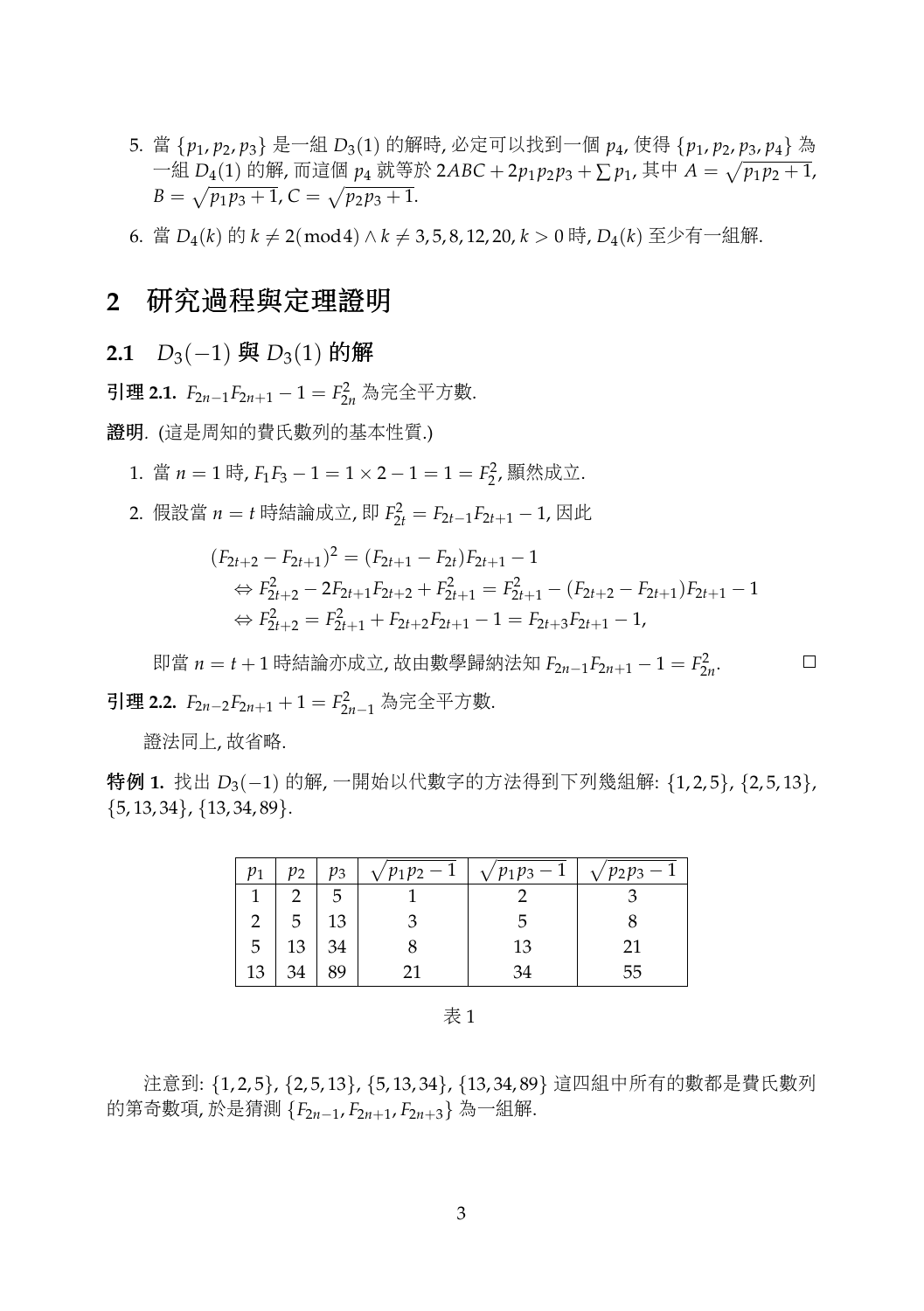5. 當 $\{p_1, p_2, p_3\}$ 是一組 $D_3(1)$ 的解時, 必定可以找到一個 $p_4$, 使得 $\{p_1, p_2, p_3, p_4\}$ 為一組 $D_4(1)$ 的解, 而這個 $p_4$ 就等於 $2ABC + 2p_1p_2p_3 + \sum p_1$, 其中 $A = \sqrt{p_1p_2+1}$, $B = \sqrt{p_1p_3+1}$, $C = \sqrt{p_2p_3+1}$.

6. 當 $D_4(k)$ 的 $k \neq 2(\bmod 4) \wedge k \neq 3, 5, 8, 12, 20, k > 0$ 時, $D_4(k)$ 至少有一組解.

# 2 研究過程與定理證明

## 2.1 $D_3(-1)$ 與 $D_3(1)$ 的解

**引理 2.1.** $F_{2n-1}F_{2n+1} - 1 = F_{2n}^2$ 為完全平方數.

**證明**. (這是周知的費氏數列的基本性質.)

1. 當 $n = 1$ 時, $F_1F_3 - 1 = 1 \times 2 - 1 = 1 = F_2^2$, 顯然成立.

2. 假設當 $n = t$ 時結論成立, 即 $F_{2t}^2 = F_{2t-1}F_{2t+1} - 1$, 因此

$$
\begin{aligned}
&(F_{2t+2} - F_{2t+1})^2 = (F_{2t+1} - F_{2t})F_{2t+1} - 1 \\
&\quad \Leftrightarrow F_{2t+2}^2 - 2F_{2t+1}F_{2t+2} + F_{2t+1}^2 = F_{2t+1}^2 - (F_{2t+2} - F_{2t+1})F_{2t+1} - 1 \\
&\quad \Leftrightarrow F_{2t+2}^2 = F_{2t+1}^2 + F_{2t+2}F_{2t+1} - 1 = F_{2t+3}F_{2t+1} - 1,
\end{aligned}
$$

即當 $n = t+1$ 時結論亦成立, 故由數學歸納法知 $F_{2n-1}F_{2n+1} - 1 = F_{2n}^2$. □

**引理 2.2.** $F_{2n-2}F_{2n+1} + 1 = F_{2n-1}^2$ 為完全平方數.

證法同上, 故省略.

**特例 1.** 找出 $D_3(-1)$ 的解, 一開始以代數字的方法得到下列幾組解: $\{1, 2, 5\}$, $\{2, 5, 13\}$, $\{5, 13, 34\}$, $\{13, 34, 89\}$.

| $p_1$ | $p_2$ | $p_3$ | $\sqrt{p_1p_2-1}$ | $\sqrt{p_1p_3-1}$ | $\sqrt{p_2p_3-1}$ |
|---|---|---|---|---|---|
| 1 | 2 | 5 | 1 | 2 | 3 |
| 2 | 5 | 13 | 3 | 5 | 8 |
| 5 | 13 | 34 | 8 | 13 | 21 |
| 13 | 34 | 89 | 21 | 34 | 55 |

表 1

注意到: $\{1, 2, 5\}$, $\{2, 5, 13\}$, $\{5, 13, 34\}$, $\{13, 34, 89\}$ 這四組中所有的數都是費氏數列的第奇數項, 於是猜測 $\{F_{2n-1}, F_{2n+1}, F_{2n+3}\}$ 為一組解.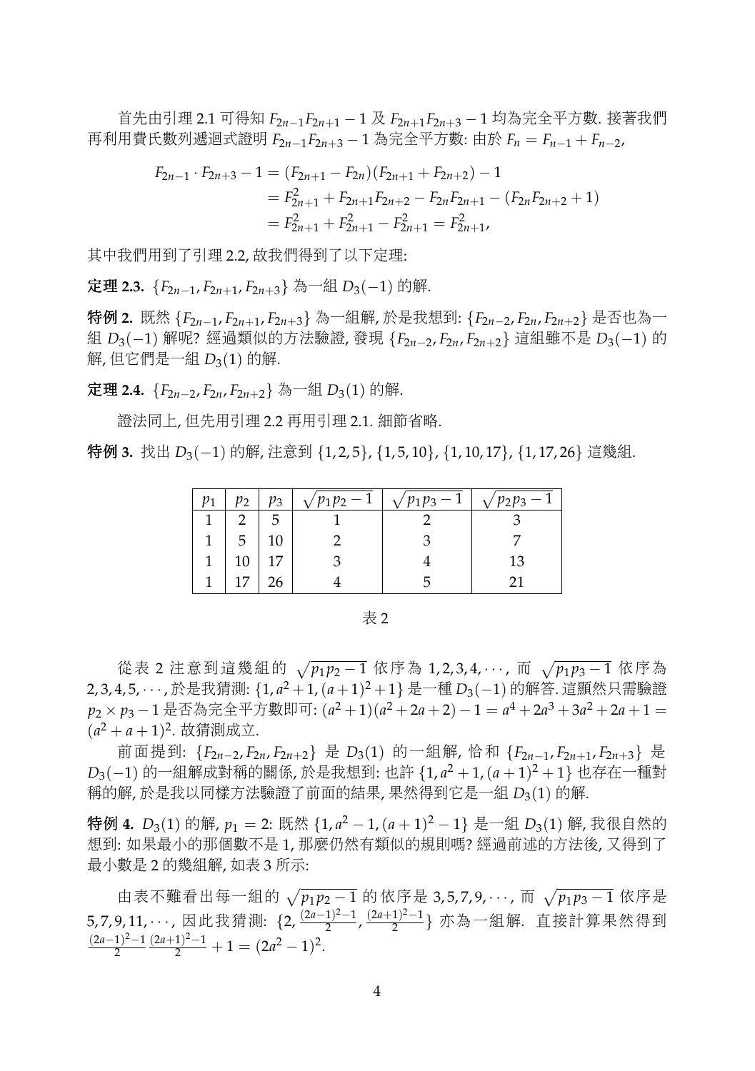首先由引理 2.1 可得知 $F_{2n-1}F_{2n+1}-1$ 及 $F_{2n+1}F_{2n+3}-1$ 均為完全平方數. 接著我們再利用費氏數列遞迴式證明 $F_{2n-1}F_{2n+3}-1$ 為完全平方數: 由於 $F_n = F_{n-1}+F_{n-2}$,

$$\begin{aligned}
F_{2n-1}\cdot F_{2n+3}-1 &= (F_{2n+1}-F_{2n})(F_{2n+1}+F_{2n+2})-1\\
&= F_{2n+1}^2 + F_{2n+1}F_{2n+2} - F_{2n}F_{2n+1} - (F_{2n}F_{2n+2}+1)\\
&= F_{2n+1}^2 + F_{2n+1}^2 - F_{2n+1}^2 = F_{2n+1}^2,
\end{aligned}$$

其中我們用到了引理 2.2, 故我們得到了以下定理:

**定理 2.3.** $\{F_{2n-1}, F_{2n+1}, F_{2n+3}\}$ 為一組 $D_3(-1)$ 的解.

**特例 2.** 既然 $\{F_{2n-1}, F_{2n+1}, F_{2n+3}\}$ 為一組解, 於是我想到: $\{F_{2n-2}, F_{2n}, F_{2n+2}\}$ 是否也為一組 $D_3(-1)$ 解呢? 經過類似的方法驗證, 發現 $\{F_{2n-2}, F_{2n}, F_{2n+2}\}$ 這組雖不是 $D_3(-1)$ 的解, 但它們是一組 $D_3(1)$ 的解.

**定理 2.4.** $\{F_{2n-2}, F_{2n}, F_{2n+2}\}$ 為一組 $D_3(1)$ 的解.

證法同上, 但先用引理 2.2 再用引理 2.1. 細節省略.

**特例 3.** 找出 $D_3(-1)$ 的解, 注意到 $\{1,2,5\}$, $\{1,5,10\}$, $\{1,10,17\}$, $\{1,17,26\}$ 這幾組.

| $p_1$ | $p_2$ | $p_3$ | $\sqrt{p_1p_2-1}$ | $\sqrt{p_1p_3-1}$ | $\sqrt{p_2p_3-1}$ |
|---|---|---|---|---|---|
| 1 | 2 | 5 | 1 | 2 | 3 |
| 1 | 5 | 10 | 2 | 3 | 7 |
| 1 | 10 | 17 | 3 | 4 | 13 |
| 1 | 17 | 26 | 4 | 5 | 21 |

表 2

從表 2 注意到這幾組的 $\sqrt{p_1p_2-1}$ 依序為 $1,2,3,4,\cdots$, 而 $\sqrt{p_1p_3-1}$ 依序為 $2,3,4,5,\cdots$, 於是我猜測: $\{1, a^2+1, (a+1)^2+1\}$ 是一種 $D_3(-1)$ 的解答. 這顯然只需驗證 $p_2\times p_3-1$ 是否為完全平方數即可: $(a^2+1)(a^2+2a+2)-1 = a^4+2a^3+3a^2+2a+1 = (a^2+a+1)^2$. 故猜測成立.

前面提到: $\{F_{2n-2}, F_{2n}, F_{2n+2}\}$ 是 $D_3(1)$ 的一組解, 恰和 $\{F_{2n-1}, F_{2n+1}, F_{2n+3}\}$ 是 $D_3(-1)$ 的一組解成對稱的關係, 於是我想到: 也許 $\{1, a^2+1, (a+1)^2+1\}$ 也存在一種對稱的解, 於是我以同樣方法驗證了前面的結果, 果然得到它是一組 $D_3(1)$ 的解.

**特例 4.** $D_3(1)$ 的解, $p_1=2$: 既然 $\{1, a^2-1, (a+1)^2-1\}$ 是一組 $D_3(1)$ 解, 我很自然的想到: 如果最小的那個數不是 1, 那麼仍然有類似的規則嗎? 經過前述的方法後, 又得到了最小數是 2 的幾組解, 如表 3 所示:

由表不難看出每一組的 $\sqrt{p_1p_2-1}$ 的依序是 $3,5,7,9,\cdots$, 而 $\sqrt{p_1p_3-1}$ 依序是 $5,7,9,11,\cdots$, 因此我猜測: $\{2, \frac{(2a-1)^2-1}{2}, \frac{(2a+1)^2-1}{2}\}$ 亦為一組解. 直接計算果然得到 $\frac{(2a-1)^2-1}{2}\frac{(2a+1)^2-1}{2}+1 = (2a^2-1)^2$.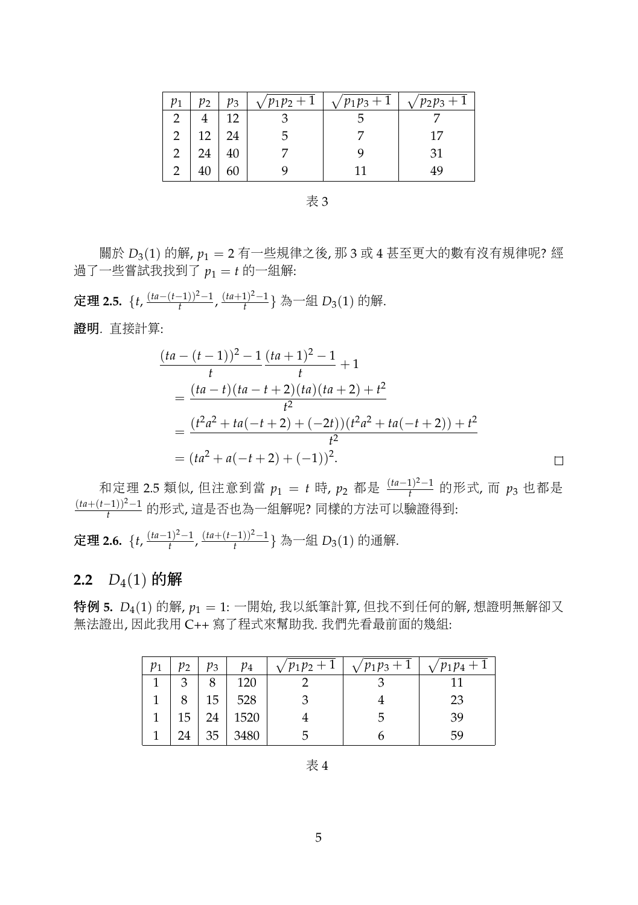| $p_1$ | $p_2$ | $p_3$ | $\sqrt{p_1p_2+1}$ | $\sqrt{p_1p_3+1}$ | $\sqrt{p_2p_3+1}$ |
|---|---|---|---|---|---|
| 2 | 4 | 12 | 3 | 5 | 7 |
| 2 | 12 | 24 | 5 | 7 | 17 |
| 2 | 24 | 40 | 7 | 9 | 31 |
| 2 | 40 | 60 | 9 | 11 | 49 |

表 3

關於 $D_3(1)$ 的解, $p_1 = 2$ 有一些規律之後, 那 3 或 4 甚至更大的數有沒有規律呢? 經過了一些嘗試我找到了 $p_1 = t$ 的一組解:

**定理 2.5.** $\{t, \frac{(ta-(t-1))^2-1}{t}, \frac{(ta+1)^2-1}{t}\}$ 為一組 $D_3(1)$ 的解.

**證明**. 直接計算:

$$
\begin{aligned}
&\frac{(ta-(t-1))^2-1}{t}\frac{(ta+1)^2-1}{t}+1 \\
&= \frac{(ta-t)(ta-t+2)(ta)(ta+2)+t^2}{t^2} \\
&= \frac{(t^2a^2+ta(-t+2)+(-2t))(t^2a^2+ta(-t+2))+t^2}{t^2} \\
&= (ta^2+a(-t+2)+(-1))^2.
\end{aligned}
$$

□

和定理 2.5 類似, 但注意到當 $p_1 = t$ 時, $p_2$ 都是 $\frac{(ta-1)^2-1}{t}$ 的形式, 而 $p_3$ 也都是 $\frac{(ta+(t-1))^2-1}{t}$ 的形式, 這是否也為一組解呢? 同樣的方法可以驗證得到:

**定理 2.6.** $\{t, \frac{(ta-1)^2-1}{t}, \frac{(ta+(t-1))^2-1}{t}\}$ 為一組 $D_3(1)$ 的通解.

## 2.2 $D_4(1)$ 的解

**特例 5.** $D_4(1)$ 的解, $p_1 = 1$: 一開始, 我以紙筆計算, 但找不到任何的解, 想證明無解卻又無法證出, 因此我用 C++ 寫了程式來幫助我. 我們先看最前面的幾組:

| $p_1$ | $p_2$ | $p_3$ | $p_4$ | $\sqrt{p_1p_2+1}$ | $\sqrt{p_1p_3+1}$ | $\sqrt{p_1p_4+1}$ |
|---|---|---|---|---|---|---|
| 1 | 3 | 8 | 120 | 2 | 3 | 11 |
| 1 | 8 | 15 | 528 | 3 | 4 | 23 |
| 1 | 15 | 24 | 1520 | 4 | 5 | 39 |
| 1 | 24 | 35 | 3480 | 5 | 6 | 59 |

表 4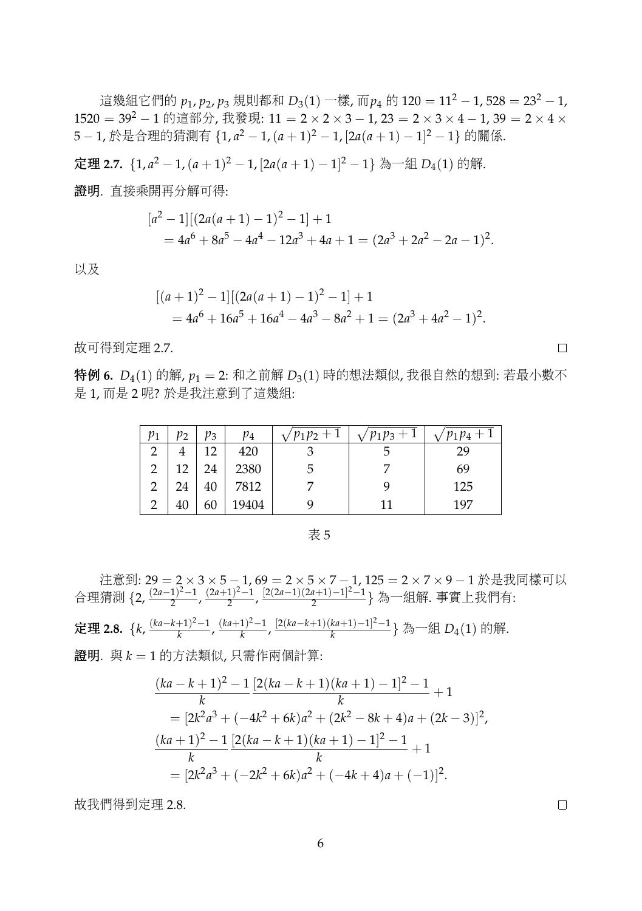這幾組它們的 $p_1, p_2, p_3$ 規則都和 $D_3(1)$ 一樣, 而$p_4$ 的 $120 = 11^2 - 1$, $528 = 23^2 - 1$, $1520 = 39^2 - 1$ 的這部分, 我發現: $11 = 2 \times 2 \times 3 - 1$, $23 = 2 \times 3 \times 4 - 1$, $39 = 2 \times 4 \times 5 - 1$, 於是合理的猜測有 $\{1, a^2 - 1, (a+1)^2 - 1, [2a(a+1) - 1]^2 - 1\}$ 的關係.

**定理 2.7.** $\{1, a^2 - 1, (a+1)^2 - 1, [2a(a+1) - 1]^2 - 1\}$ 為一組 $D_4(1)$ 的解.

**證明**. 直接乘開再分解可得:

$$
\begin{aligned}
&[a^2 - 1][(2a(a+1) - 1)^2 - 1] + 1 \\
&\quad = 4a^6 + 8a^5 - 4a^4 - 12a^3 + 4a + 1 = (2a^3 + 2a^2 - 2a - 1)^2.
\end{aligned}
$$

以及

$$
\begin{aligned}
&[(a+1)^2 - 1][(2a(a+1) - 1)^2 - 1] + 1 \\
&\quad = 4a^6 + 16a^5 + 16a^4 - 4a^3 - 8a^2 + 1 = (2a^3 + 4a^2 - 1)^2.
\end{aligned}
$$

故可得到定理 2.7. □

**特例 6.** $D_4(1)$ 的解, $p_1 = 2$: 和之前解 $D_3(1)$ 時的想法類似, 我很自然的想到: 若最小數不是 1, 而是 2 呢? 於是我注意到了這幾組:

| $p_1$ | $p_2$ | $p_3$ | $p_4$ | $\sqrt{p_1p_2+1}$ | $\sqrt{p_1p_3+1}$ | $\sqrt{p_1p_4+1}$ |
|---|---|---|---|---|---|---|
| 2 | 4 | 12 | 420 | 3 | 5 | 29 |
| 2 | 12 | 24 | 2380 | 5 | 7 | 69 |
| 2 | 24 | 40 | 7812 | 7 | 9 | 125 |
| 2 | 40 | 60 | 19404 | 9 | 11 | 197 |

表 5

注意到: $29 = 2 \times 3 \times 5 - 1$, $69 = 2 \times 5 \times 7 - 1$, $125 = 2 \times 7 \times 9 - 1$ 於是我同樣可以合理猜測 $\{2, \frac{(2a-1)^2-1}{2}, \frac{(2a+1)^2-1}{2}, \frac{[2(2a-1)(2a+1)-1]^2-1}{2}\}$ 為一組解. 事實上我們有:

**定理 2.8.** $\{k, \frac{(ka-k+1)^2-1}{k}, \frac{(ka+1)^2-1}{k}, \frac{[2(ka-k+1)(ka+1)-1]^2-1}{k}\}$ 為一組 $D_4(1)$ 的解.

**證明**. 與 $k = 1$ 的方法類似, 只需作兩個計算:

$$
\begin{aligned}
&\frac{(ka-k+1)^2-1}{k}\,\frac{[2(ka-k+1)(ka+1)-1]^2-1}{k} + 1 \\
&\quad = [2k^2a^3 + (-4k^2 + 6k)a^2 + (2k^2 - 8k + 4)a + (2k - 3)]^2, \\
&\frac{(ka+1)^2-1}{k}\,\frac{[2(ka-k+1)(ka+1)-1]^2-1}{k} + 1 \\
&\quad = [2k^2a^3 + (-2k^2 + 6k)a^2 + (-4k + 4)a + (-1)]^2.
\end{aligned}
$$

故我們得到定理 2.8. □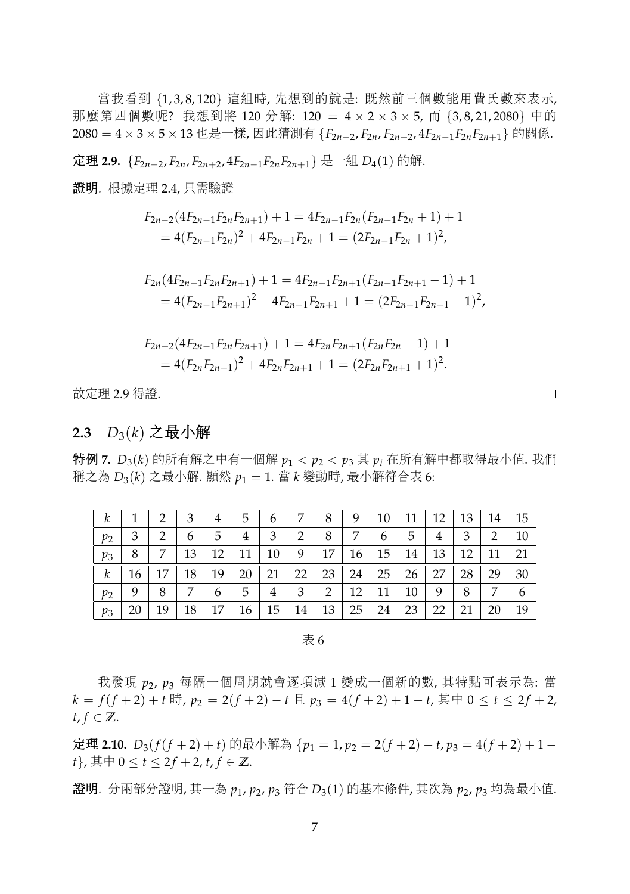當我看到 $\{1,3,8,120\}$ 這組時, 先想到的就是: 既然前三個數能用費氏數來表示, 那麼第四個數呢? 我想到將 120 分解: $120 = 4\times 2\times 3\times 5$, 而 $\{3,8,21,2080\}$ 中的 $2080 = 4\times 3\times 5\times 13$ 也是一樣, 因此猜測有 $\{F_{2n-2}, F_{2n}, F_{2n+2}, 4F_{2n-1}F_{2n}F_{2n+1}\}$ 的關係.

**定理 2.9.** $\{F_{2n-2}, F_{2n}, F_{2n+2}, 4F_{2n-1}F_{2n}F_{2n+1}\}$ 是一組 $D_4(1)$ 的解.

**證明**. 根據定理 2.4, 只需驗證

$$
\begin{aligned}
F_{2n-2}(4F_{2n-1}F_{2n}F_{2n+1})+1 &= 4F_{2n-1}F_{2n}(F_{2n-1}F_{2n}+1)+1 \\
&= 4(F_{2n-1}F_{2n})^2+4F_{2n-1}F_{2n}+1 = (2F_{2n-1}F_{2n}+1)^2,
\end{aligned}
$$

$$
\begin{aligned}
F_{2n}(4F_{2n-1}F_{2n}F_{2n+1})+1 &= 4F_{2n-1}F_{2n+1}(F_{2n-1}F_{2n+1}-1)+1 \\
&= 4(F_{2n-1}F_{2n+1})^2-4F_{2n-1}F_{2n+1}+1 = (2F_{2n-1}F_{2n+1}-1)^2,
\end{aligned}
$$

$$
\begin{aligned}
F_{2n+2}(4F_{2n-1}F_{2n}F_{2n+1})+1 &= 4F_{2n}F_{2n+1}(F_{2n}F_{2n}+1)+1 \\
&= 4(F_{2n}F_{2n+1})^2+4F_{2n}F_{2n+1}+1 = (2F_{2n}F_{2n+1}+1)^2.
\end{aligned}
$$

故定理 2.9 得證. □

## 2.3 $D_3(k)$ 之最小解

**特例 7.** $D_3(k)$ 的所有解之中有一個解 $p_1 < p_2 < p_3$ 其 $p_i$ 在所有解中都取得最小值. 我們稱之為 $D_3(k)$ 之最小解. 顯然 $p_1 = 1$. 當 $k$ 變動時, 最小解符合表 6:

| $k$ | 1 | 2 | 3 | 4 | 5 | 6 | 7 | 8 | 9 | 10 | 11 | 12 | 13 | 14 | 15 |
|---|---|---|---|---|---|---|---|---|---|---|---|---|---|---|---|
| $p_2$ | 3 | 2 | 6 | 5 | 4 | 3 | 2 | 8 | 7 | 6 | 5 | 4 | 3 | 2 | 10 |
| $p_3$ | 8 | 7 | 13 | 12 | 11 | 10 | 9 | 17 | 16 | 15 | 14 | 13 | 12 | 11 | 21 |
| $k$ | 16 | 17 | 18 | 19 | 20 | 21 | 22 | 23 | 24 | 25 | 26 | 27 | 28 | 29 | 30 |
| $p_2$ | 9 | 8 | 7 | 6 | 5 | 4 | 3 | 2 | 12 | 11 | 10 | 9 | 8 | 7 | 6 |
| $p_3$ | 20 | 19 | 18 | 17 | 16 | 15 | 14 | 13 | 25 | 24 | 23 | 22 | 21 | 20 | 19 |

表 6

我發現 $p_2$, $p_3$ 每隔一個周期就會逐項減 1 變成一個新的數, 其特點可表示為: 當 $k = f(f+2)+t$ 時, $p_2 = 2(f+2)-t$ 且 $p_3 = 4(f+2)+1-t$, 其中 $0 \le t \le 2f+2$, $t, f \in \mathbb{Z}$.

**定理 2.10.** $D_3(f(f+2)+t)$ 的最小解為 $\{p_1 = 1, p_2 = 2(f+2)-t, p_3 = 4(f+2)+1-t\}$, 其中 $0 \le t \le 2f+2$, $t, f \in \mathbb{Z}$.

**證明**. 分兩部分證明, 其一為 $p_1, p_2, p_3$ 符合 $D_3(1)$ 的基本條件, 其次為 $p_2, p_3$ 均為最小值.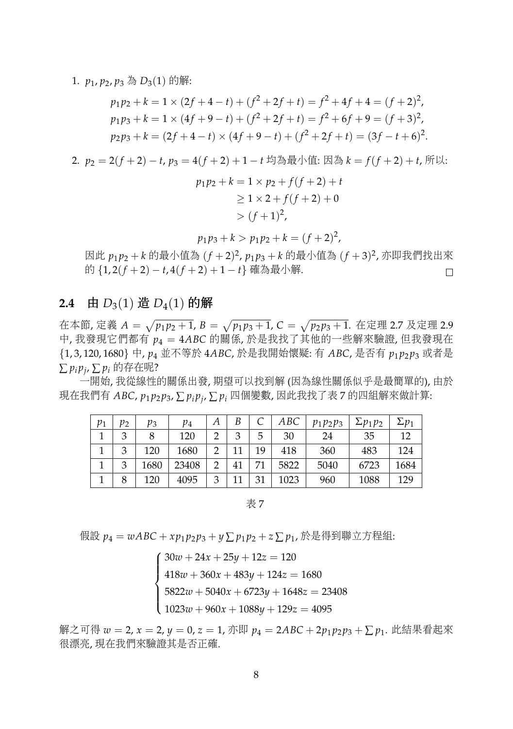1. $p_1, p_2, p_3$ 為 $D_3(1)$ 的解:

$$p_1p_2 + k = 1 \times (2f + 4 - t) + (f^2 + 2f + t) = f^2 + 4f + 4 = (f+2)^2,$$
$$p_1p_3 + k = 1 \times (4f + 9 - t) + (f^2 + 2f + t) = f^2 + 6f + 9 = (f+3)^2,$$
$$p_2p_3 + k = (2f + 4 - t) \times (4f + 9 - t) + (f^2 + 2f + t) = (3f - t + 6)^2.$$

2. $p_2 = 2(f+2) - t$, $p_3 = 4(f+2) + 1 - t$ 均為最小值: 因為 $k = f(f+2) + t$, 所以:

$$\begin{aligned} p_1p_2 + k &= 1 \times p_2 + f(f+2) + t \\ &\geq 1 \times 2 + f(f+2) + 0 \\ &> (f+1)^2, \end{aligned}$$

$$p_1p_3 + k > p_1p_2 + k = (f+2)^2,$$

因此 $p_1p_2 + k$ 的最小值為 $(f+2)^2$, $p_1p_3 + k$ 的最小值為 $(f+3)^2$, 亦即我們找出來的 $\{1, 2(f+2) - t, 4(f+2) + 1 - t\}$ 確為最小解. □

## 2.4 由 $D_3(1)$ 造 $D_4(1)$ 的解

在本節, 定義 $A = \sqrt{p_1p_2 + 1}$, $B = \sqrt{p_1p_3 + 1}$, $C = \sqrt{p_2p_3 + 1}$. 在定理 2.7 及定理 2.9 中, 我發現它們都有 $p_4 = 4ABC$ 的關係, 於是我找了其他的一些解來驗證, 但我發現在 $\{1, 3, 120, 1680\}$ 中, $p_4$ 並不等於 $4ABC$, 於是我開始懷疑: 有 $ABC$, 是否有 $p_1p_2p_3$ 或者是 $\sum p_ip_j$, $\sum p_i$ 的存在呢?

一開始, 我從線性的關係出發, 期望可以找到解 (因為線性關係似乎是最簡單的), 由於現在我們有 $ABC$, $p_1p_2p_3$, $\sum p_ip_j$, $\sum p_i$ 四個變數, 因此我找了表 7 的四組解來做計算:

| $p_1$ | $p_2$ | $p_3$ | $p_4$ | $A$ | $B$ | $C$ | $ABC$ | $p_1p_2p_3$ | $\Sigma p_1p_2$ | $\Sigma p_1$ |
|---|---|---|---|---|---|---|---|---|---|---|
| 1 | 3 | 8 | 120 | 2 | 3 | 5 | 30 | 24 | 35 | 12 |
| 1 | 3 | 120 | 1680 | 2 | 11 | 19 | 418 | 360 | 483 | 124 |
| 1 | 3 | 1680 | 23408 | 2 | 41 | 71 | 5822 | 5040 | 6723 | 1684 |
| 1 | 8 | 120 | 4095 | 3 | 11 | 31 | 1023 | 960 | 1088 | 129 |

表 7

假設 $p_4 = wABC + xp_1p_2p_3 + y\sum p_1p_2 + z\sum p_1$, 於是得到聯立方程組:

$$\begin{cases} 30w + 24x + 25y + 12z = 120 \\ 418w + 360x + 483y + 124z = 1680 \\ 5822w + 5040x + 6723y + 1648z = 23408 \\ 1023w + 960x + 1088y + 129z = 4095 \end{cases}$$

解之可得 $w = 2$, $x = 2$, $y = 0$, $z = 1$, 亦即 $p_4 = 2ABC + 2p_1p_2p_3 + \sum p_1$. 此結果看起來很漂亮, 現在我們來驗證其是否正確.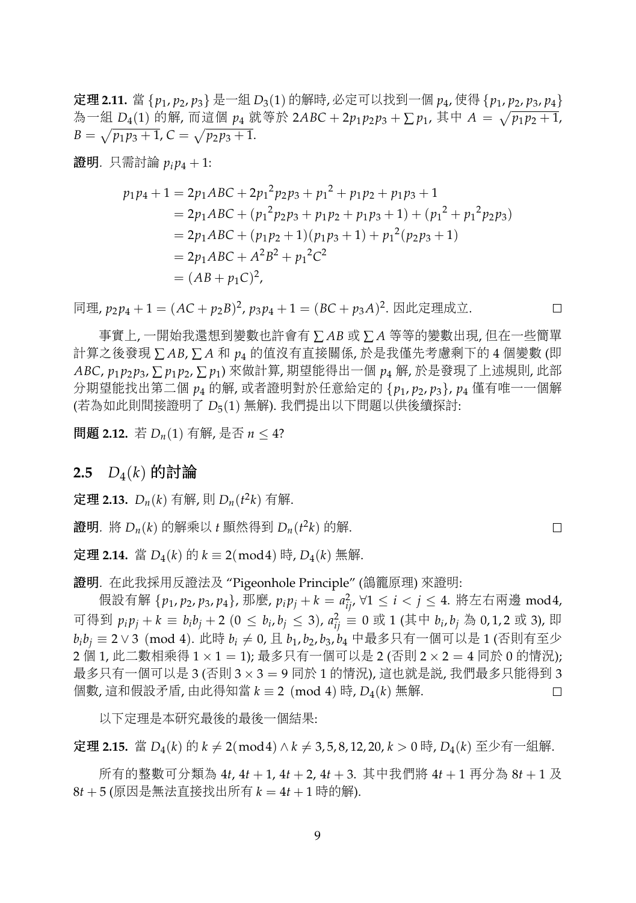**定理 2.11.** 當 $\{p_1, p_2, p_3\}$ 是一組 $D_3(1)$ 的解時, 必定可以找到一個 $p_4$, 使得 $\{p_1, p_2, p_3, p_4\}$ 為一組 $D_4(1)$ 的解, 而這個 $p_4$ 就等於 $2ABC + 2p_1p_2p_3 + \sum p_1$, 其中 $A = \sqrt{p_1p_2+1}$, $B = \sqrt{p_1p_3+1}$, $C = \sqrt{p_2p_3+1}$.

**證明**. 只需討論 $p_ip_4 + 1$:

$$
\begin{aligned}
p_1p_4 + 1 &= 2p_1ABC + 2{p_1}^2p_2p_3 + {p_1}^2 + p_1p_2 + p_1p_3 + 1 \\
&= 2p_1ABC + ({p_1}^2p_2p_3 + p_1p_2 + p_1p_3 + 1) + ({p_1}^2 + {p_1}^2p_2p_3) \\
&= 2p_1ABC + (p_1p_2+1)(p_1p_3+1) + {p_1}^2(p_2p_3+1) \\
&= 2p_1ABC + A^2B^2 + {p_1}^2C^2 \\
&= (AB + p_1C)^2,
\end{aligned}
$$

同理, $p_2p_4 + 1 = (AC + p_2B)^2$, $p_3p_4 + 1 = (BC + p_3A)^2$. 因此定理成立. □

事實上, 一開始我還想到變數也許會有 $\sum AB$ 或 $\sum A$ 等等的變數出現, 但在一些簡單計算之後發現 $\sum AB$, $\sum A$ 和 $p_4$ 的值沒有直接關係, 於是我僅先考慮剩下的 4 個變數 (即 $ABC$, $p_1p_2p_3$, $\sum p_1p_2$, $\sum p_1$) 來做計算, 期望能得出一個 $p_4$ 解, 於是發現了上述規則, 此部分期望能找出第二個 $p_4$ 的解, 或者證明對於任意給定的 $\{p_1, p_2, p_3\}$, $p_4$ 僅有唯一一個解 (若為如此則間接證明了 $D_5(1)$ 無解). 我們提出以下問題以供後續探討:

**問題 2.12.** 若 $D_n(1)$ 有解, 是否 $n \leq 4$?

## 2.5 $D_4(k)$ 的討論

**定理 2.13.** $D_n(k)$ 有解, 則 $D_n(t^2k)$ 有解.

**證明**. 將 $D_n(k)$ 的解乘以 $t$ 顯然得到 $D_n(t^2k)$ 的解. □

**定理 2.14.** 當 $D_4(k)$ 的 $k \equiv 2 (\text{mod} 4)$ 時, $D_4(k)$ 無解.

**證明**. 在此我採用反證法及 "Pigeonhole Principle" (鴿籠原理) 來證明:

假設有解 $\{p_1, p_2, p_3, p_4\}$, 那麼, $p_ip_j + k = a_{ij}^2$, $\forall 1 \leq i < j \leq 4$. 將左右兩邊 mod4, 可得到 $p_ip_j + k \equiv b_ib_j + 2$ $(0 \leq b_i, b_j \leq 3)$, $a_{ij}^2 \equiv 0$ 或 1 (其中 $b_i, b_j$ 為 0, 1, 2 或 3), 即 $b_ib_j \equiv 2 \vee 3 \pmod 4$. 此時 $b_i \neq 0$, 且 $b_1, b_2, b_3, b_4$ 中最多只有一個可以是 1 (否則有至少 2 個 1, 此二數相乘得 $1 \times 1 = 1$); 最多只有一個可以是 2 (否則 $2 \times 2 = 4$ 同於 0 的情況); 最多只有一個可以是 3 (否則 $3 \times 3 = 9$ 同於 1 的情況), 這也就是說, 我們最多只能得到 3 個數, 這和假設矛盾, 由此得知當 $k \equiv 2 \pmod 4$ 時, $D_4(k)$ 無解. □

以下定理是本研究最後的最後一個結果:

**定理 2.15.** 當 $D_4(k)$ 的 $k \neq 2 (\text{mod} 4) \wedge k \neq 3, 5, 8, 12, 20, k > 0$ 時, $D_4(k)$ 至少有一組解.

所有的整數可分類為 $4t$, $4t+1$, $4t+2$, $4t+3$. 其中我們將 $4t+1$ 再分為 $8t+1$ 及 $8t+5$ (原因是無法直接找出所有 $k = 4t+1$ 時的解).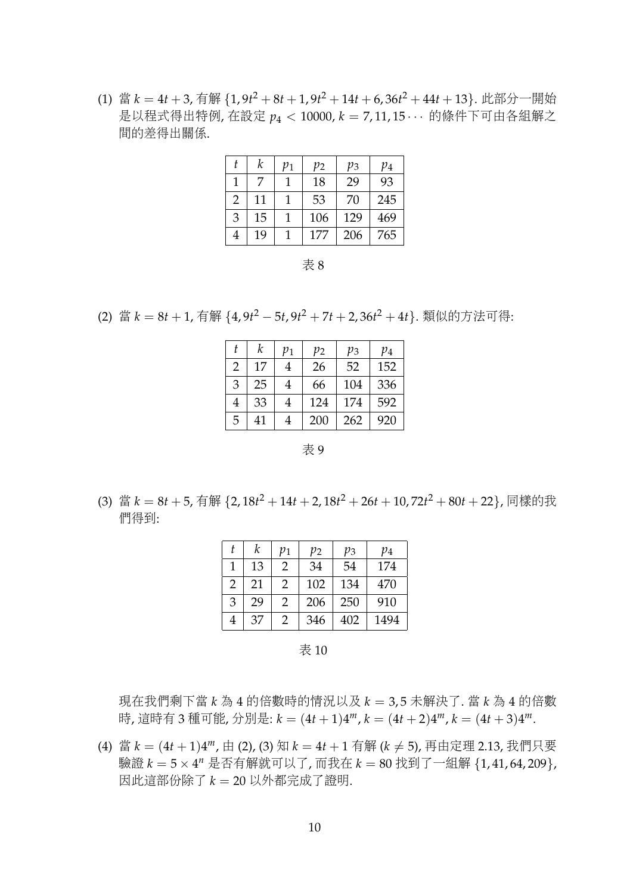(1) 當 $k = 4t + 3$, 有解 $\{1, 9t^2 + 8t + 1, 9t^2 + 14t + 6, 36t^2 + 44t + 13\}$. 此部分一開始是以程式得出特例, 在設定 $p_4 < 10000, k = 7, 11, 15 \cdots$ 的條件下可由各組解之間的差得出關係.

| $t$ | $k$ | $p_1$ | $p_2$ | $p_3$ | $p_4$ |
|---|---|---|---|---|---|
| 1 | 7 | 1 | 18 | 29 | 93 |
| 2 | 11 | 1 | 53 | 70 | 245 |
| 3 | 15 | 1 | 106 | 129 | 469 |
| 4 | 19 | 1 | 177 | 206 | 765 |

表 8

(2) 當 $k = 8t + 1$, 有解 $\{4, 9t^2 - 5t, 9t^2 + 7t + 2, 36t^2 + 4t\}$. 類似的方法可得:

| $t$ | $k$ | $p_1$ | $p_2$ | $p_3$ | $p_4$ |
|---|---|---|---|---|---|
| 2 | 17 | 4 | 26 | 52 | 152 |
| 3 | 25 | 4 | 66 | 104 | 336 |
| 4 | 33 | 4 | 124 | 174 | 592 |
| 5 | 41 | 4 | 200 | 262 | 920 |

表 9

(3) 當 $k = 8t + 5$, 有解 $\{2, 18t^2 + 14t + 2, 18t^2 + 26t + 10, 72t^2 + 80t + 22\}$, 同樣的我們得到:

| $t$ | $k$ | $p_1$ | $p_2$ | $p_3$ | $p_4$ |
|---|---|---|---|---|---|
| 1 | 13 | 2 | 34 | 54 | 174 |
| 2 | 21 | 2 | 102 | 134 | 470 |
| 3 | 29 | 2 | 206 | 250 | 910 |
| 4 | 37 | 2 | 346 | 402 | 1494 |

表 10

現在我們剩下當 $k$ 為 4 的倍數時的情況以及 $k = 3, 5$ 未解決了. 當 $k$ 為 4 的倍數時, 這時有 3 種可能, 分別是: $k = (4t + 1)4^m, k = (4t + 2)4^m, k = (4t + 3)4^m$.

(4) 當 $k = (4t + 1)4^m$, 由 (2), (3) 知 $k = 4t + 1$ 有解 ($k \neq 5$), 再由定理 2.13, 我們只要驗證 $k = 5 \times 4^n$ 是否有解就可以了, 而我在 $k = 80$ 找到了一組解 $\{1, 41, 64, 209\}$, 因此這部份除了 $k = 20$ 以外都完成了證明.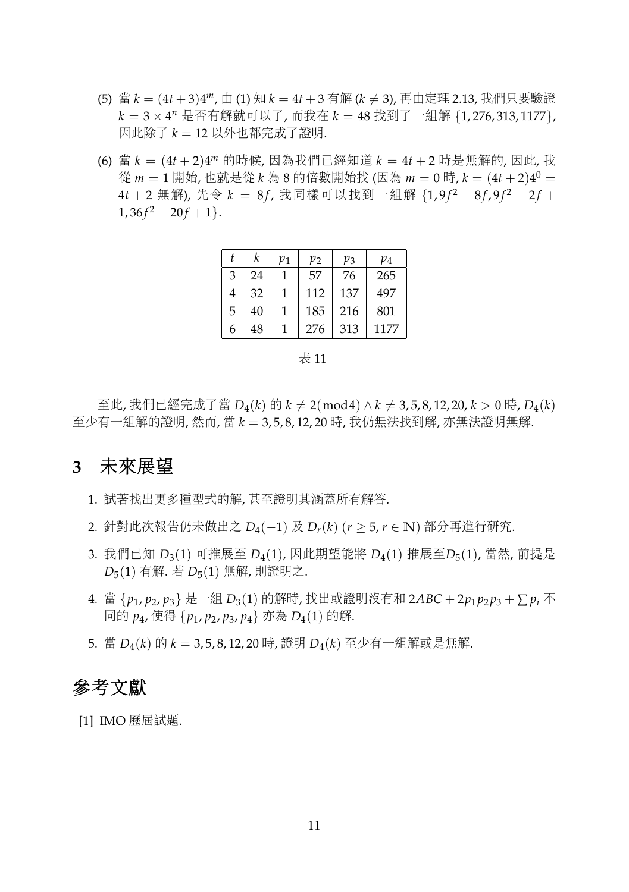(5) 當 $k=(4t+3)4^m$, 由 (1) 知 $k=4t+3$ 有解 ($k \neq 3$), 再由定理 2.13, 我們只要驗證 $k=3\times 4^n$ 是否有解就可以了, 而我在 $k=48$ 找到了一組解 $\{1,276,313,1177\}$, 因此除了 $k=12$ 以外也都完成了證明.

(6) 當 $k=(4t+2)4^m$ 的時候, 因為我們已經知道 $k=4t+2$ 時是無解的, 因此, 我從 $m=1$ 開始, 也就是從 $k$ 為 8 的倍數開始找 (因為 $m=0$ 時, $k=(4t+2)4^0=4t+2$ 無解), 先令 $k=8f$, 我同樣可以找到一組解 $\{1,9f^2-8f,9f^2-2f+1,36f^2-20f+1\}$.

| $t$ | $k$ | $p_1$ | $p_2$ | $p_3$ | $p_4$ |
|---|---|---|---|---|---|
| 3 | 24 | 1 | 57 | 76 | 265 |
| 4 | 32 | 1 | 112 | 137 | 497 |
| 5 | 40 | 1 | 185 | 216 | 801 |
| 6 | 48 | 1 | 276 | 313 | 1177 |

表 11

至此, 我們已經完成了當 $D_4(k)$ 的 $k \neq 2(\bmod 4) \wedge k \neq 3,5,8,12,20, k>0$ 時, $D_4(k)$ 至少有一組解的證明, 然而, 當 $k=3,5,8,12,20$ 時, 我仍無法找到解, 亦無法證明無解.

# 3 未來展望

1. 試著找出更多種型式的解, 甚至證明其涵蓋所有解答.
2. 針對此次報告仍未做出之 $D_4(-1)$ 及 $D_r(k)$ ($r \geq 5, r \in \mathbb{N}$) 部分再進行研究.
3. 我們已知 $D_3(1)$ 可推展至 $D_4(1)$, 因此期望能將 $D_4(1)$ 推展至$D_5(1)$, 當然, 前提是 $D_5(1)$ 有解. 若 $D_5(1)$ 無解, 則證明之.
4. 當 $\{p_1,p_2,p_3\}$ 是一組 $D_3(1)$ 的解時, 找出或證明沒有和 $2ABC+2p_1p_2p_3+\sum p_i$ 不同的 $p_4$, 使得 $\{p_1,p_2,p_3,p_4\}$ 亦為 $D_4(1)$ 的解.
5. 當 $D_4(k)$ 的 $k=3,5,8,12,20$ 時, 證明 $D_4(k)$ 至少有一組解或是無解.

# 參考文獻

[1] IMO 歷屆試題.